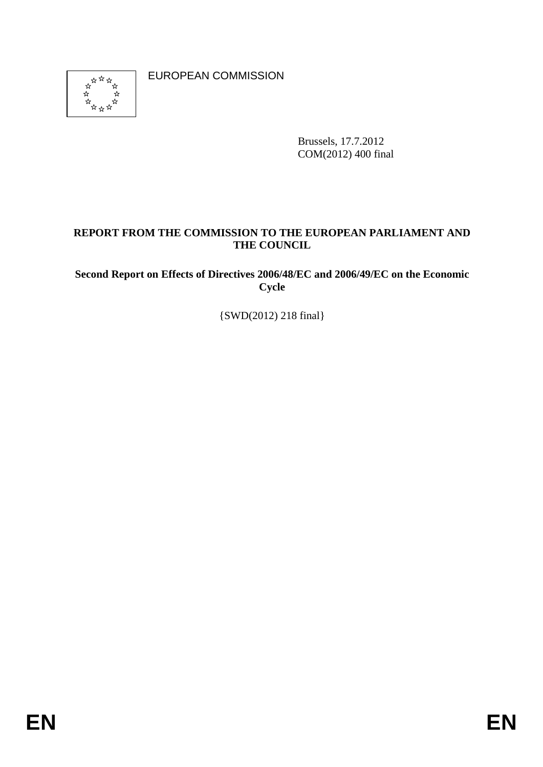EUROPEAN COMMISSION

Brussels, 17.7.2012
COM(2012) 400 final

**REPORT FROM THE COMMISSION TO THE EUROPEAN PARLIAMENT AND THE COUNCIL**

**Second Report on Effects of Directives 2006/48/EC and 2006/49/EC on the Economic Cycle**

{SWD(2012) 218 final}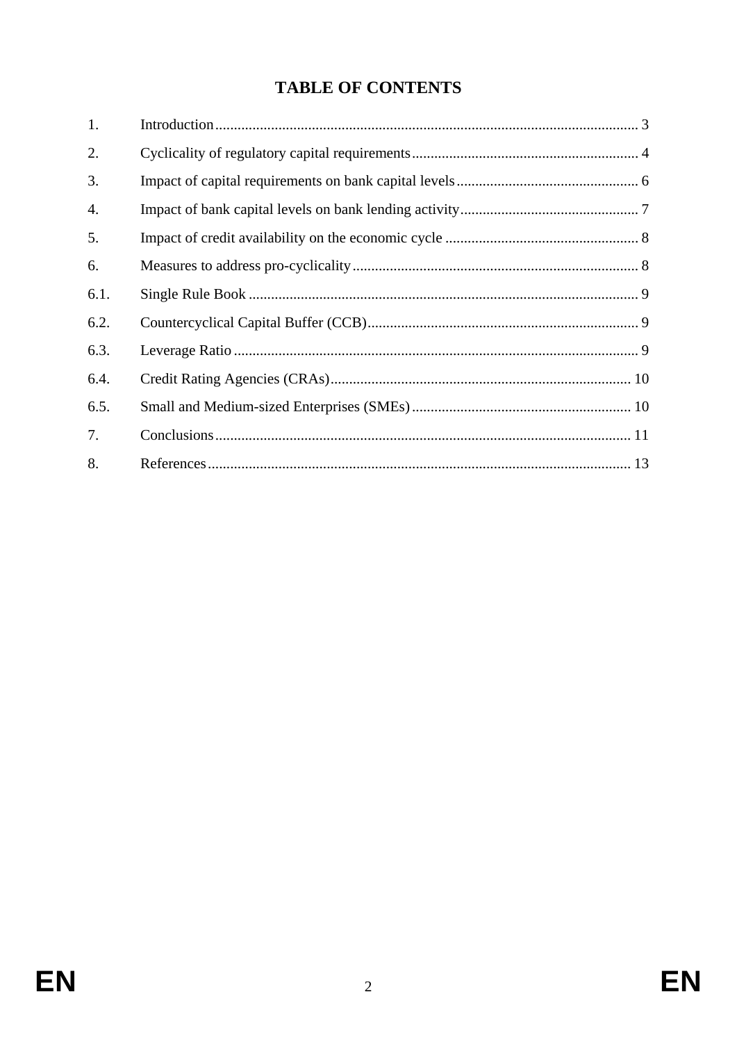# TABLE OF CONTENTS

| | | |
|---|---|---|
| 1. | Introduction | 3 |
| 2. | Cyclicality of regulatory capital requirements | 4 |
| 3. | Impact of capital requirements on bank capital levels | 6 |
| 4. | Impact of bank capital levels on bank lending activity | 7 |
| 5. | Impact of credit availability on the economic cycle | 8 |
| 6. | Measures to address pro-cyclicality | 8 |
| 6.1. | Single Rule Book | 9 |
| 6.2. | Countercyclical Capital Buffer (CCB) | 9 |
| 6.3. | Leverage Ratio | 9 |
| 6.4. | Credit Rating Agencies (CRAs) | 10 |
| 6.5. | Small and Medium-sized Enterprises (SMEs) | 10 |
| 7. | Conclusions | 11 |
| 8. | References | 13 |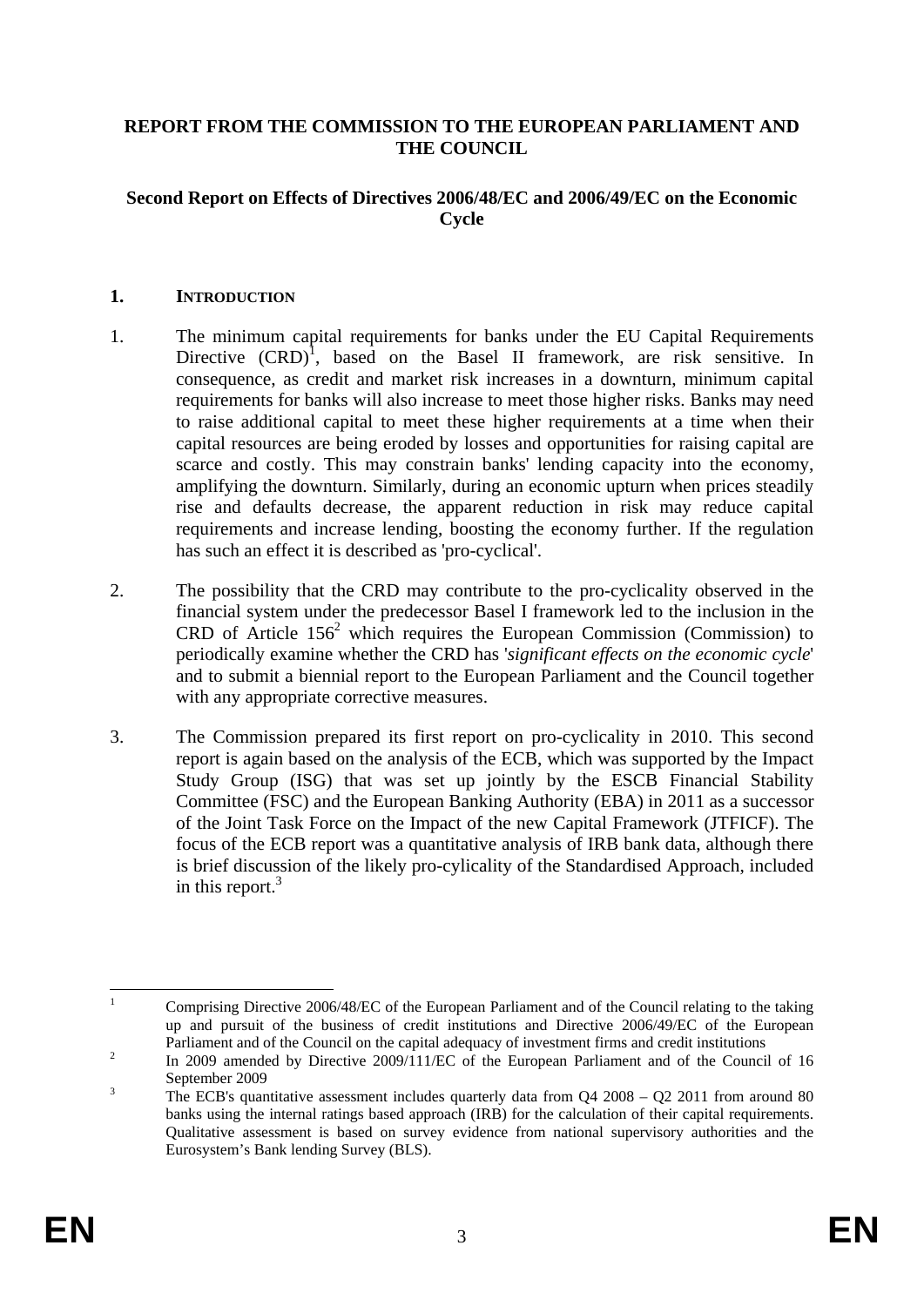**REPORT FROM THE COMMISSION TO THE EUROPEAN PARLIAMENT AND THE COUNCIL**

**Second Report on Effects of Directives 2006/48/EC and 2006/49/EC on the Economic Cycle**

## 1. INTRODUCTION

1. The minimum capital requirements for banks under the EU Capital Requirements Directive (CRD)[1], based on the Basel II framework, are risk sensitive. In consequence, as credit and market risk increases in a downturn, minimum capital requirements for banks will also increase to meet those higher risks. Banks may need to raise additional capital to meet these higher requirements at a time when their capital resources are being eroded by losses and opportunities for raising capital are scarce and costly. This may constrain banks' lending capacity into the economy, amplifying the downturn. Similarly, during an economic upturn when prices steadily rise and defaults decrease, the apparent reduction in risk may reduce capital requirements and increase lending, boosting the economy further. If the regulation has such an effect it is described as 'pro-cyclical'.

2. The possibility that the CRD may contribute to the pro-cyclicality observed in the financial system under the predecessor Basel I framework led to the inclusion in the CRD of Article 156[2] which requires the European Commission (Commission) to periodically examine whether the CRD has '*significant effects on the economic cycle*' and to submit a biennial report to the European Parliament and the Council together with any appropriate corrective measures.

3. The Commission prepared its first report on pro-cyclicality in 2010. This second report is again based on the analysis of the ECB, which was supported by the Impact Study Group (ISG) that was set up jointly by the ESCB Financial Stability Committee (FSC) and the European Banking Authority (EBA) in 2011 as a successor of the Joint Task Force on the Impact of the new Capital Framework (JTFICF). The focus of the ECB report was a quantitative analysis of IRB bank data, although there is brief discussion of the likely pro-cylicality of the Standardised Approach, included in this report.[3]

---

[1] Comprising Directive 2006/48/EC of the European Parliament and of the Council relating to the taking up and pursuit of the business of credit institutions and Directive 2006/49/EC of the European Parliament and of the Council on the capital adequacy of investment firms and credit institutions

[2] In 2009 amended by Directive 2009/111/EC of the European Parliament and of the Council of 16 September 2009

[3] The ECB's quantitative assessment includes quarterly data from Q4 2008 – Q2 2011 from around 80 banks using the internal ratings based approach (IRB) for the calculation of their capital requirements. Qualitative assessment is based on survey evidence from national supervisory authorities and the Eurosystem's Bank lending Survey (BLS).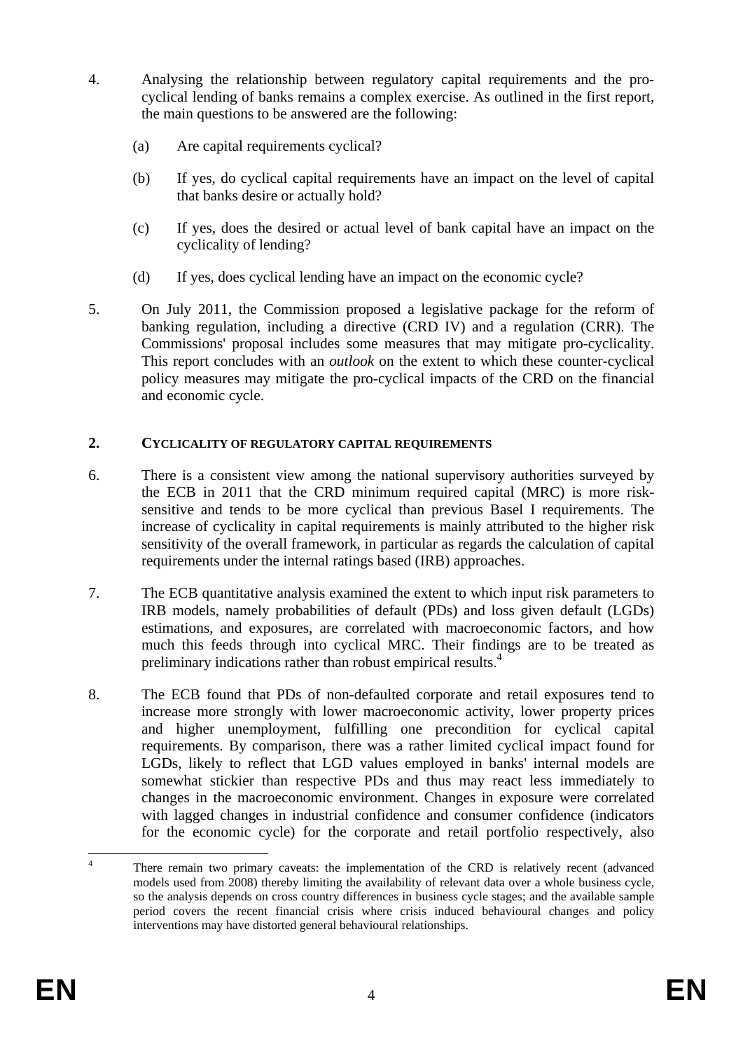4. Analysing the relationship between regulatory capital requirements and the pro-cyclical lending of banks remains a complex exercise. As outlined in the first report, the main questions to be answered are the following:

   (a) Are capital requirements cyclical?

   (b) If yes, do cyclical capital requirements have an impact on the level of capital that banks desire or actually hold?

   (c) If yes, does the desired or actual level of bank capital have an impact on the cyclicality of lending?

   (d) If yes, does cyclical lending have an impact on the economic cycle?

5. On July 2011, the Commission proposed a legislative package for the reform of banking regulation, including a directive (CRD IV) and a regulation (CRR). The Commissions' proposal includes some measures that may mitigate pro-cyclicality. This report concludes with an *outlook* on the extent to which these counter-cyclical policy measures may mitigate the pro-cyclical impacts of the CRD on the financial and economic cycle.

## 2. CYCLICALITY OF REGULATORY CAPITAL REQUIREMENTS

6. There is a consistent view among the national supervisory authorities surveyed by the ECB in 2011 that the CRD minimum required capital (MRC) is more risk-sensitive and tends to be more cyclical than previous Basel I requirements. The increase of cyclicality in capital requirements is mainly attributed to the higher risk sensitivity of the overall framework, in particular as regards the calculation of capital requirements under the internal ratings based (IRB) approaches.

7. The ECB quantitative analysis examined the extent to which input risk parameters to IRB models, namely probabilities of default (PDs) and loss given default (LGDs) estimations, and exposures, are correlated with macroeconomic factors, and how much this feeds through into cyclical MRC. Their findings are to be treated as preliminary indications rather than robust empirical results.[4]

8. The ECB found that PDs of non-defaulted corporate and retail exposures tend to increase more strongly with lower macroeconomic activity, lower property prices and higher unemployment, fulfilling one precondition for cyclical capital requirements. By comparison, there was a rather limited cyclical impact found for LGDs, likely to reflect that LGD values employed in banks' internal models are somewhat stickier than respective PDs and thus may react less immediately to changes in the macroeconomic environment. Changes in exposure were correlated with lagged changes in industrial confidence and consumer confidence (indicators for the economic cycle) for the corporate and retail portfolio respectively, also

---

[4] There remain two primary caveats: the implementation of the CRD is relatively recent (advanced models used from 2008) thereby limiting the availability of relevant data over a whole business cycle, so the analysis depends on cross country differences in business cycle stages; and the available sample period covers the recent financial crisis where crisis induced behavioural changes and policy interventions may have distorted general behavioural relationships.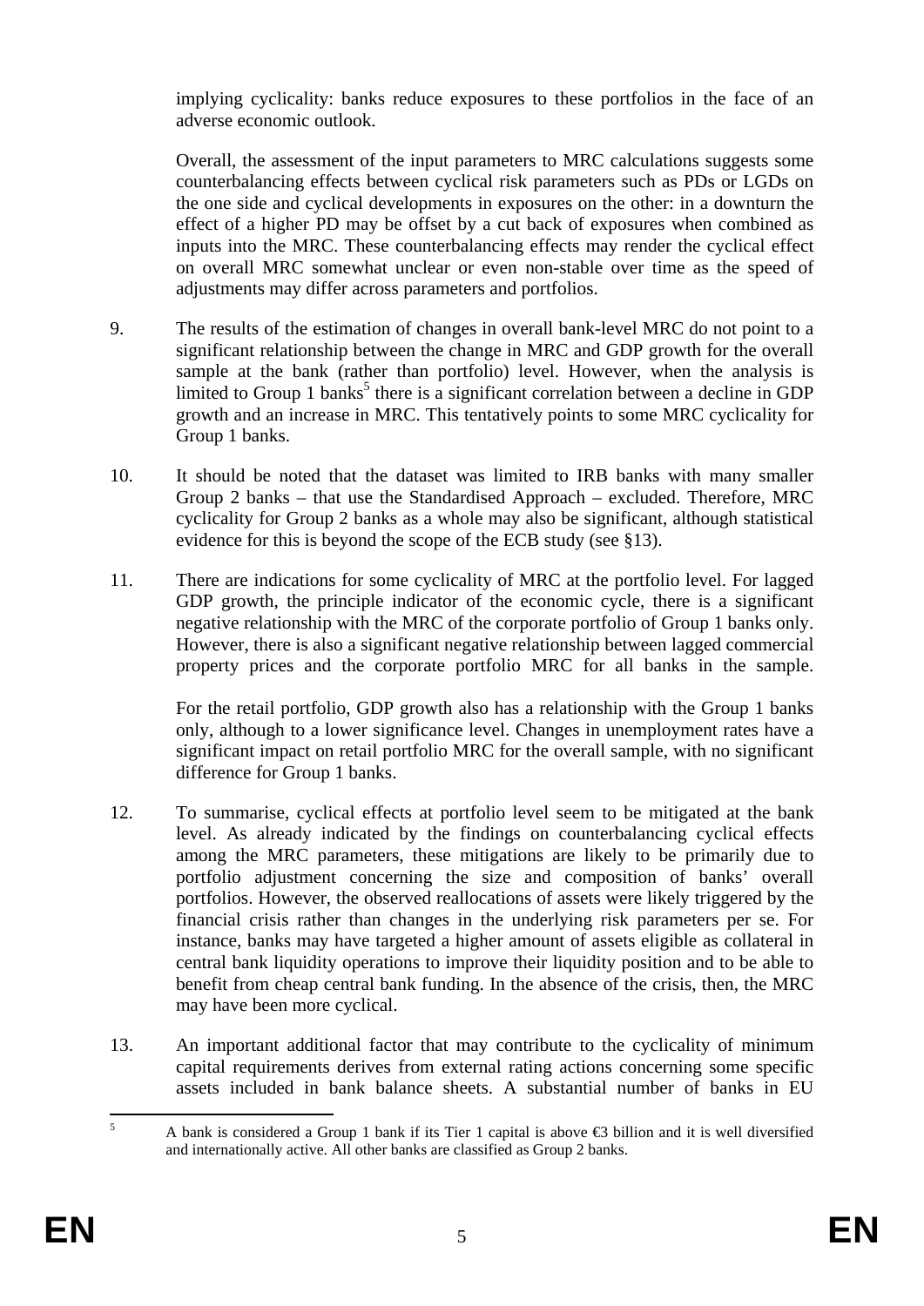implying cyclicality: banks reduce exposures to these portfolios in the face of an adverse economic outlook.

Overall, the assessment of the input parameters to MRC calculations suggests some counterbalancing effects between cyclical risk parameters such as PDs or LGDs on the one side and cyclical developments in exposures on the other: in a downturn the effect of a higher PD may be offset by a cut back of exposures when combined as inputs into the MRC. These counterbalancing effects may render the cyclical effect on overall MRC somewhat unclear or even non-stable over time as the speed of adjustments may differ across parameters and portfolios.

9. The results of the estimation of changes in overall bank-level MRC do not point to a significant relationship between the change in MRC and GDP growth for the overall sample at the bank (rather than portfolio) level. However, when the analysis is limited to Group 1 banks[5] there is a significant correlation between a decline in GDP growth and an increase in MRC. This tentatively points to some MRC cyclicality for Group 1 banks.

10. It should be noted that the dataset was limited to IRB banks with many smaller Group 2 banks – that use the Standardised Approach – excluded. Therefore, MRC cyclicality for Group 2 banks as a whole may also be significant, although statistical evidence for this is beyond the scope of the ECB study (see §13).

11. There are indications for some cyclicality of MRC at the portfolio level. For lagged GDP growth, the principle indicator of the economic cycle, there is a significant negative relationship with the MRC of the corporate portfolio of Group 1 banks only. However, there is also a significant negative relationship between lagged commercial property prices and the corporate portfolio MRC for all banks in the sample.

For the retail portfolio, GDP growth also has a relationship with the Group 1 banks only, although to a lower significance level. Changes in unemployment rates have a significant impact on retail portfolio MRC for the overall sample, with no significant difference for Group 1 banks.

12. To summarise, cyclical effects at portfolio level seem to be mitigated at the bank level. As already indicated by the findings on counterbalancing cyclical effects among the MRC parameters, these mitigations are likely to be primarily due to portfolio adjustment concerning the size and composition of banks' overall portfolios. However, the observed reallocations of assets were likely triggered by the financial crisis rather than changes in the underlying risk parameters per se. For instance, banks may have targeted a higher amount of assets eligible as collateral in central bank liquidity operations to improve their liquidity position and to be able to benefit from cheap central bank funding. In the absence of the crisis, then, the MRC may have been more cyclical.

13. An important additional factor that may contribute to the cyclicality of minimum capital requirements derives from external rating actions concerning some specific assets included in bank balance sheets. A substantial number of banks in EU

[5] A bank is considered a Group 1 bank if its Tier 1 capital is above €3 billion and it is well diversified and internationally active. All other banks are classified as Group 2 banks.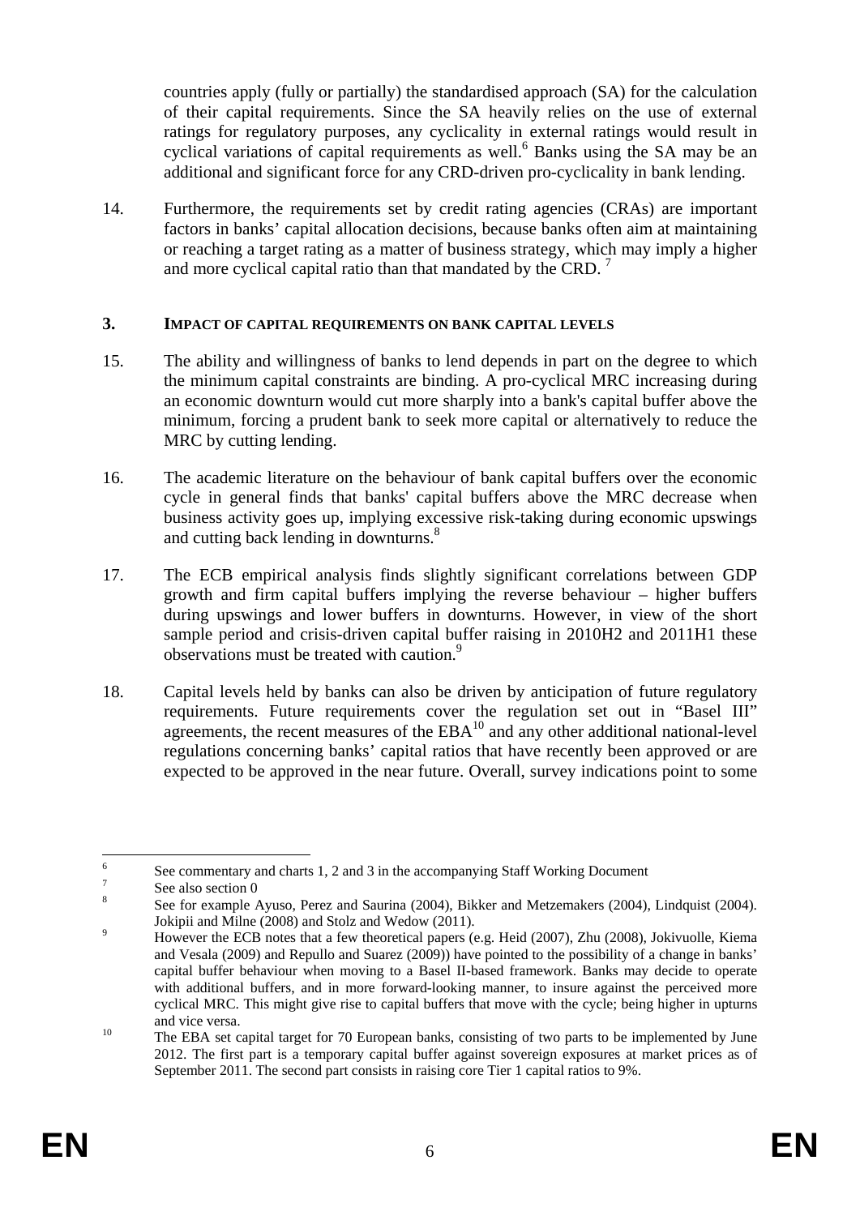countries apply (fully or partially) the standardised approach (SA) for the calculation of their capital requirements. Since the SA heavily relies on the use of external ratings for regulatory purposes, any cyclicality in external ratings would result in cyclical variations of capital requirements as well.[6] Banks using the SA may be an additional and significant force for any CRD-driven pro-cyclicality in bank lending.

14. Furthermore, the requirements set by credit rating agencies (CRAs) are important factors in banks' capital allocation decisions, because banks often aim at maintaining or reaching a target rating as a matter of business strategy, which may imply a higher and more cyclical capital ratio than that mandated by the CRD.[7]

## 3. IMPACT OF CAPITAL REQUIREMENTS ON BANK CAPITAL LEVELS

15. The ability and willingness of banks to lend depends in part on the degree to which the minimum capital constraints are binding. A pro-cyclical MRC increasing during an economic downturn would cut more sharply into a bank's capital buffer above the minimum, forcing a prudent bank to seek more capital or alternatively to reduce the MRC by cutting lending.

16. The academic literature on the behaviour of bank capital buffers over the economic cycle in general finds that banks' capital buffers above the MRC decrease when business activity goes up, implying excessive risk-taking during economic upswings and cutting back lending in downturns.[8]

17. The ECB empirical analysis finds slightly significant correlations between GDP growth and firm capital buffers implying the reverse behaviour – higher buffers during upswings and lower buffers in downturns. However, in view of the short sample period and crisis-driven capital buffer raising in 2010H2 and 2011H1 these observations must be treated with caution.[9]

18. Capital levels held by banks can also be driven by anticipation of future regulatory requirements. Future requirements cover the regulation set out in "Basel III" agreements, the recent measures of the EBA[10] and any other additional national-level regulations concerning banks' capital ratios that have recently been approved or are expected to be approved in the near future. Overall, survey indications point to some

---

[6] See commentary and charts 1, 2 and 3 in the accompanying Staff Working Document

[7] See also section 0

[8] See for example Ayuso, Perez and Saurina (2004), Bikker and Metzemakers (2004), Lindquist (2004). Jokipii and Milne (2008) and Stolz and Wedow (2011).

[9] However the ECB notes that a few theoretical papers (e.g. Heid (2007), Zhu (2008), Jokivuolle, Kiema and Vesala (2009) and Repullo and Suarez (2009)) have pointed to the possibility of a change in banks' capital buffer behaviour when moving to a Basel II-based framework. Banks may decide to operate with additional buffers, and in more forward-looking manner, to insure against the perceived more cyclical MRC. This might give rise to capital buffers that move with the cycle; being higher in upturns and vice versa.

[10] The EBA set capital target for 70 European banks, consisting of two parts to be implemented by June 2012. The first part is a temporary capital buffer against sovereign exposures at market prices as of September 2011. The second part consists in raising core Tier 1 capital ratios to 9%.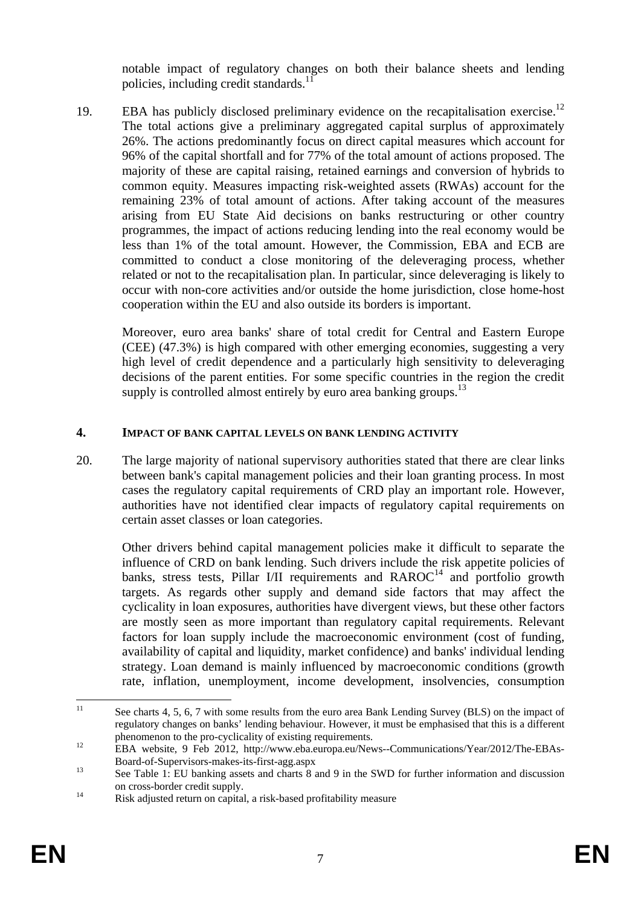notable impact of regulatory changes on both their balance sheets and lending policies, including credit standards.[11]

19. EBA has publicly disclosed preliminary evidence on the recapitalisation exercise.[12] The total actions give a preliminary aggregated capital surplus of approximately 26%. The actions predominantly focus on direct capital measures which account for 96% of the capital shortfall and for 77% of the total amount of actions proposed. The majority of these are capital raising, retained earnings and conversion of hybrids to common equity. Measures impacting risk-weighted assets (RWAs) account for the remaining 23% of total amount of actions. After taking account of the measures arising from EU State Aid decisions on banks restructuring or other country programmes, the impact of actions reducing lending into the real economy would be less than 1% of the total amount. However, the Commission, EBA and ECB are committed to conduct a close monitoring of the deleveraging process, whether related or not to the recapitalisation plan. In particular, since deleveraging is likely to occur with non-core activities and/or outside the home jurisdiction, close home-host cooperation within the EU and also outside its borders is important.

    Moreover, euro area banks' share of total credit for Central and Eastern Europe (CEE) (47.3%) is high compared with other emerging economies, suggesting a very high level of credit dependence and a particularly high sensitivity to deleveraging decisions of the parent entities. For some specific countries in the region the credit supply is controlled almost entirely by euro area banking groups.[13]

## 4. IMPACT OF BANK CAPITAL LEVELS ON BANK LENDING ACTIVITY

20. The large majority of national supervisory authorities stated that there are clear links between bank's capital management policies and their loan granting process. In most cases the regulatory capital requirements of CRD play an important role. However, authorities have not identified clear impacts of regulatory capital requirements on certain asset classes or loan categories.

    Other drivers behind capital management policies make it difficult to separate the influence of CRD on bank lending. Such drivers include the risk appetite policies of banks, stress tests, Pillar I/II requirements and RAROC[14] and portfolio growth targets. As regards other supply and demand side factors that may affect the cyclicality in loan exposures, authorities have divergent views, but these other factors are mostly seen as more important than regulatory capital requirements. Relevant factors for loan supply include the macroeconomic environment (cost of funding, availability of capital and liquidity, market confidence) and banks' individual lending strategy. Loan demand is mainly influenced by macroeconomic conditions (growth rate, inflation, unemployment, income development, insolvencies, consumption

---

[11] See charts 4, 5, 6, 7 with some results from the euro area Bank Lending Survey (BLS) on the impact of regulatory changes on banks' lending behaviour. However, it must be emphasised that this is a different phenomenon to the pro-cyclicality of existing requirements.

[12] EBA website, 9 Feb 2012, http://www.eba.europa.eu/News--Communications/Year/2012/The-EBAs-Board-of-Supervisors-makes-its-first-agg.aspx

[13] See Table 1: EU banking assets and charts 8 and 9 in the SWD for further information and discussion on cross-border credit supply.

[14] Risk adjusted return on capital, a risk-based profitability measure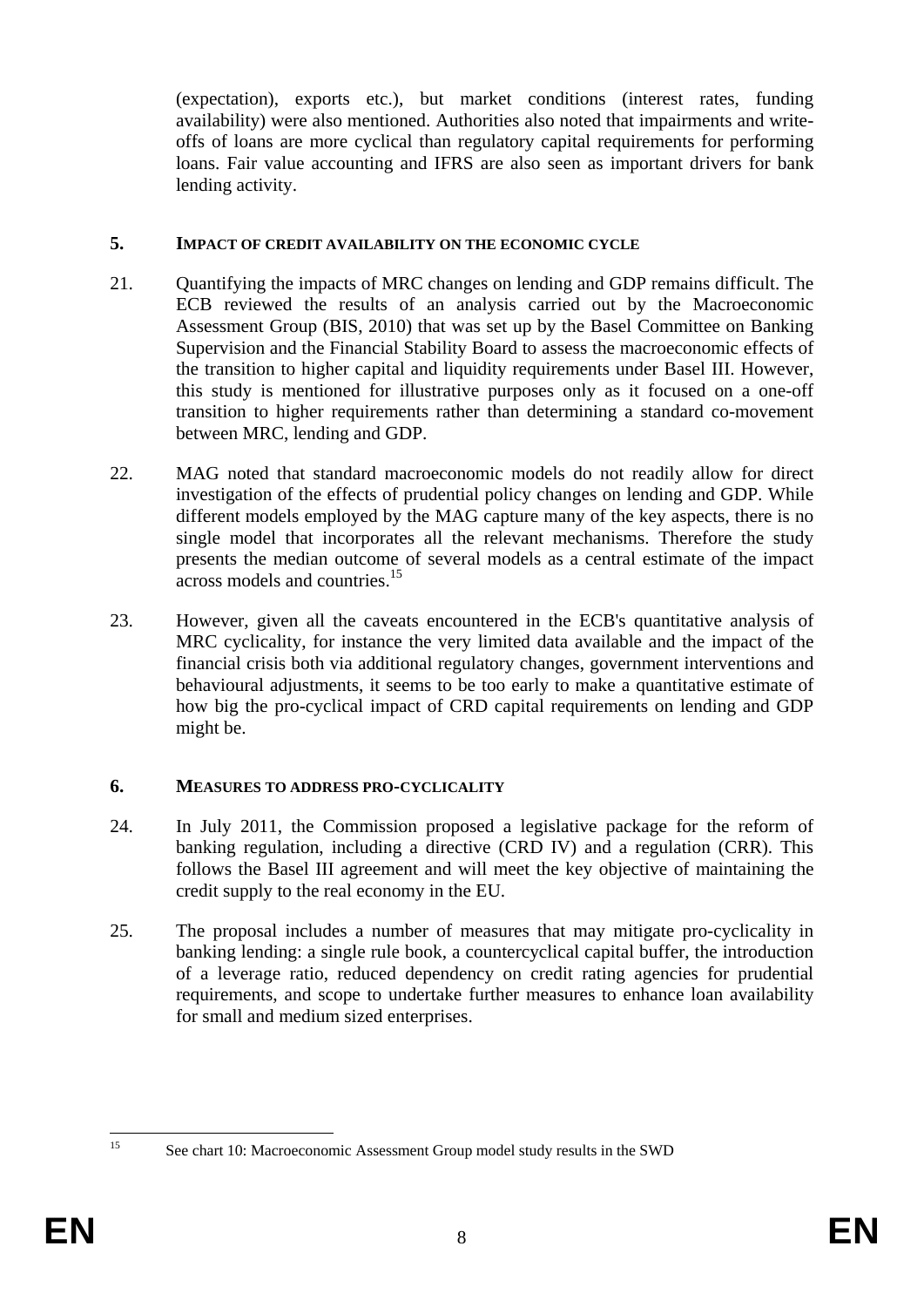(expectation), exports etc.), but market conditions (interest rates, funding availability) were also mentioned. Authorities also noted that impairments and write-offs of loans are more cyclical than regulatory capital requirements for performing loans. Fair value accounting and IFRS are also seen as important drivers for bank lending activity.

## 5. Impact of credit availability on the economic cycle

21. Quantifying the impacts of MRC changes on lending and GDP remains difficult. The ECB reviewed the results of an analysis carried out by the Macroeconomic Assessment Group (BIS, 2010) that was set up by the Basel Committee on Banking Supervision and the Financial Stability Board to assess the macroeconomic effects of the transition to higher capital and liquidity requirements under Basel III. However, this study is mentioned for illustrative purposes only as it focused on a one-off transition to higher requirements rather than determining a standard co-movement between MRC, lending and GDP.

22. MAG noted that standard macroeconomic models do not readily allow for direct investigation of the effects of prudential policy changes on lending and GDP. While different models employed by the MAG capture many of the key aspects, there is no single model that incorporates all the relevant mechanisms. Therefore the study presents the median outcome of several models as a central estimate of the impact across models and countries.[15]

23. However, given all the caveats encountered in the ECB's quantitative analysis of MRC cyclicality, for instance the very limited data available and the impact of the financial crisis both via additional regulatory changes, government interventions and behavioural adjustments, it seems to be too early to make a quantitative estimate of how big the pro-cyclical impact of CRD capital requirements on lending and GDP might be.

## 6. Measures to address pro-cyclicality

24. In July 2011, the Commission proposed a legislative package for the reform of banking regulation, including a directive (CRD IV) and a regulation (CRR). This follows the Basel III agreement and will meet the key objective of maintaining the credit supply to the real economy in the EU.

25. The proposal includes a number of measures that may mitigate pro-cyclicality in banking lending: a single rule book, a countercyclical capital buffer, the introduction of a leverage ratio, reduced dependency on credit rating agencies for prudential requirements, and scope to undertake further measures to enhance loan availability for small and medium sized enterprises.

---

[15] See chart 10: Macroeconomic Assessment Group model study results in the SWD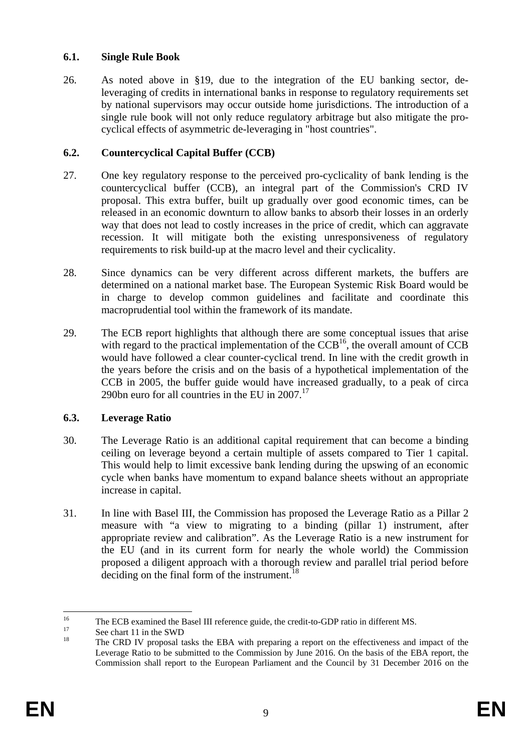### 6.1. Single Rule Book

26. As noted above in §19, due to the integration of the EU banking sector, de-leveraging of credits in international banks in response to regulatory requirements set by national supervisors may occur outside home jurisdictions. The introduction of a single rule book will not only reduce regulatory arbitrage but also mitigate the pro-cyclical effects of asymmetric de-leveraging in "host countries".

### 6.2. Countercyclical Capital Buffer (CCB)

27. One key regulatory response to the perceived pro-cyclicality of bank lending is the countercyclical buffer (CCB), an integral part of the Commission's CRD IV proposal. This extra buffer, built up gradually over good economic times, can be released in an economic downturn to allow banks to absorb their losses in an orderly way that does not lead to costly increases in the price of credit, which can aggravate recession. It will mitigate both the existing unresponsiveness of regulatory requirements to risk build-up at the macro level and their cyclicality.

28. Since dynamics can be very different across different markets, the buffers are determined on a national market base. The European Systemic Risk Board would be in charge to develop common guidelines and facilitate and coordinate this macroprudential tool within the framework of its mandate.

29. The ECB report highlights that although there are some conceptual issues that arise with regard to the practical implementation of the CCB[16], the overall amount of CCB would have followed a clear counter-cyclical trend. In line with the credit growth in the years before the crisis and on the basis of a hypothetical implementation of the CCB in 2005, the buffer guide would have increased gradually, to a peak of circa 290bn euro for all countries in the EU in 2007.[17]

### 6.3. Leverage Ratio

30. The Leverage Ratio is an additional capital requirement that can become a binding ceiling on leverage beyond a certain multiple of assets compared to Tier 1 capital. This would help to limit excessive bank lending during the upswing of an economic cycle when banks have momentum to expand balance sheets without an appropriate increase in capital.

31. In line with Basel III, the Commission has proposed the Leverage Ratio as a Pillar 2 measure with "a view to migrating to a binding (pillar 1) instrument, after appropriate review and calibration". As the Leverage Ratio is a new instrument for the EU (and in its current form for nearly the whole world) the Commission proposed a diligent approach with a thorough review and parallel trial period before deciding on the final form of the instrument.[18]

---

[16] The ECB examined the Basel III reference guide, the credit-to-GDP ratio in different MS.

[17] See chart 11 in the SWD

[18] The CRD IV proposal tasks the EBA with preparing a report on the effectiveness and impact of the Leverage Ratio to be submitted to the Commission by June 2016. On the basis of the EBA report, the Commission shall report to the European Parliament and the Council by 31 December 2016 on the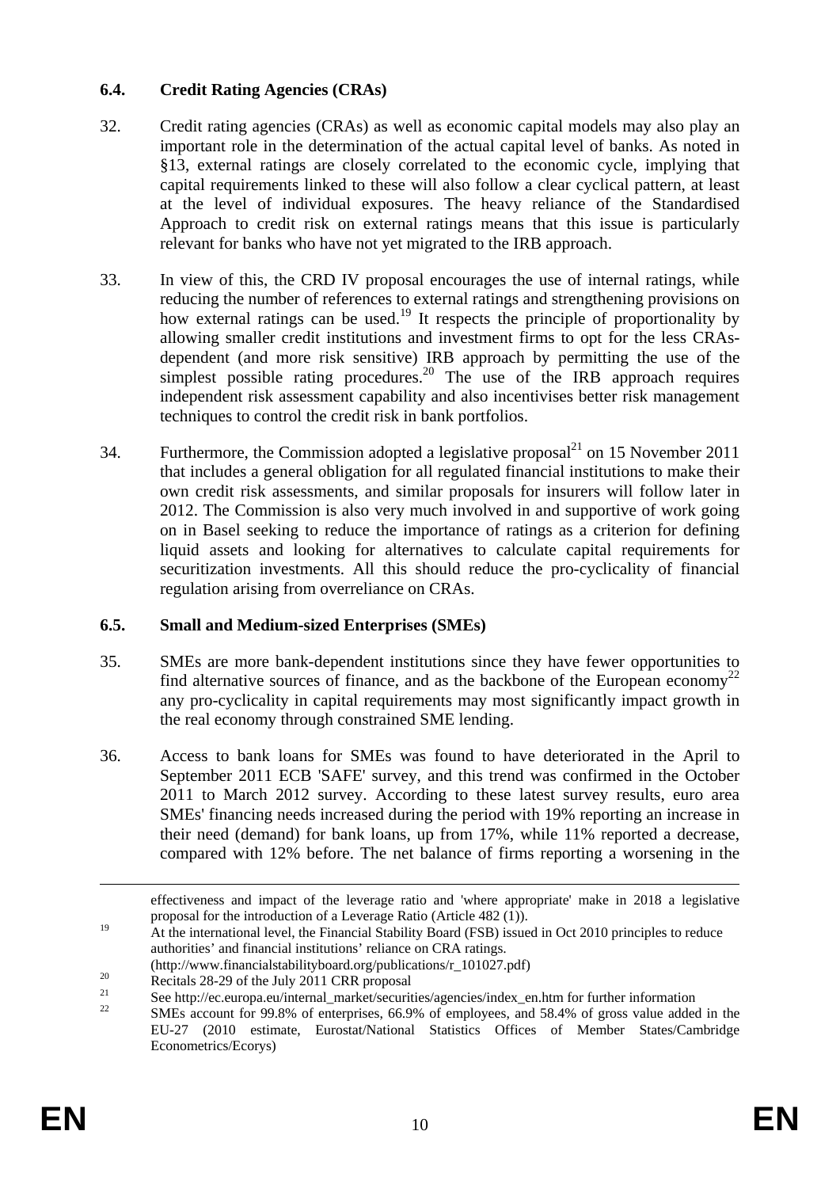### 6.4. Credit Rating Agencies (CRAs)

32. Credit rating agencies (CRAs) as well as economic capital models may also play an important role in the determination of the actual capital level of banks. As noted in §13, external ratings are closely correlated to the economic cycle, implying that capital requirements linked to these will also follow a clear cyclical pattern, at least at the level of individual exposures. The heavy reliance of the Standardised Approach to credit risk on external ratings means that this issue is particularly relevant for banks who have not yet migrated to the IRB approach.

33. In view of this, the CRD IV proposal encourages the use of internal ratings, while reducing the number of references to external ratings and strengthening provisions on how external ratings can be used.[19] It respects the principle of proportionality by allowing smaller credit institutions and investment firms to opt for the less CRAs-dependent (and more risk sensitive) IRB approach by permitting the use of the simplest possible rating procedures.[20] The use of the IRB approach requires independent risk assessment capability and also incentivises better risk management techniques to control the credit risk in bank portfolios.

34. Furthermore, the Commission adopted a legislative proposal[21] on 15 November 2011 that includes a general obligation for all regulated financial institutions to make their own credit risk assessments, and similar proposals for insurers will follow later in 2012. The Commission is also very much involved in and supportive of work going on in Basel seeking to reduce the importance of ratings as a criterion for defining liquid assets and looking for alternatives to calculate capital requirements for securitization investments. All this should reduce the pro-cyclicality of financial regulation arising from overreliance on CRAs.

### 6.5. Small and Medium-sized Enterprises (SMEs)

35. SMEs are more bank-dependent institutions since they have fewer opportunities to find alternative sources of finance, and as the backbone of the European economy[22] any pro-cyclicality in capital requirements may most significantly impact growth in the real economy through constrained SME lending.

36. Access to bank loans for SMEs was found to have deteriorated in the April to September 2011 ECB 'SAFE' survey, and this trend was confirmed in the October 2011 to March 2012 survey. According to these latest survey results, euro area SMEs' financing needs increased during the period with 19% reporting an increase in their need (demand) for bank loans, up from 17%, while 11% reported a decrease, compared with 12% before. The net balance of firms reporting a worsening in the

---

effectiveness and impact of the leverage ratio and 'where appropriate' make in 2018 a legislative proposal for the introduction of a Leverage Ratio (Article 482 (1)).

[19] At the international level, the Financial Stability Board (FSB) issued in Oct 2010 principles to reduce authorities' and financial institutions' reliance on CRA ratings. (http://www.financialstabilityboard.org/publications/r_101027.pdf)

[20] Recitals 28-29 of the July 2011 CRR proposal

[21] See http://ec.europa.eu/internal_market/securities/agencies/index_en.htm for further information

[22] SMEs account for 99.8% of enterprises, 66.9% of employees, and 58.4% of gross value added in the EU-27 (2010 estimate, Eurostat/National Statistics Offices of Member States/Cambridge Econometrics/Ecorys)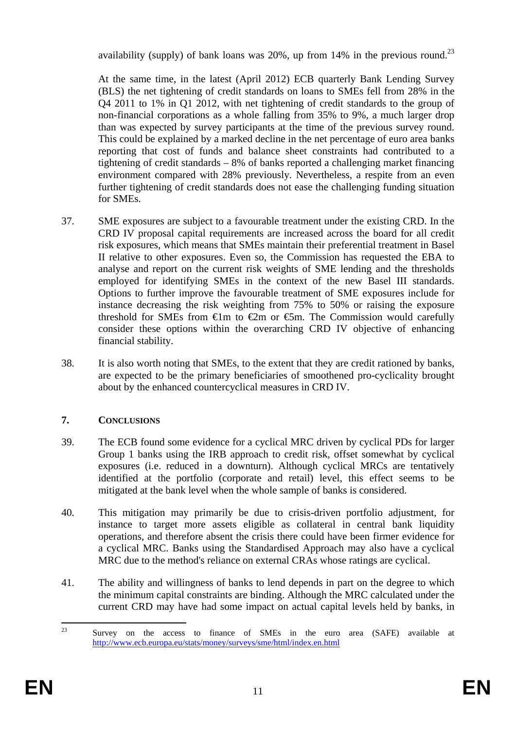availability (supply) of bank loans was 20%, up from 14% in the previous round.[23]

At the same time, in the latest (April 2012) ECB quarterly Bank Lending Survey (BLS) the net tightening of credit standards on loans to SMEs fell from 28% in the Q4 2011 to 1% in Q1 2012, with net tightening of credit standards to the group of non-financial corporations as a whole falling from 35% to 9%, a much larger drop than was expected by survey participants at the time of the previous survey round. This could be explained by a marked decline in the net percentage of euro area banks reporting that cost of funds and balance sheet constraints had contributed to a tightening of credit standards – 8% of banks reported a challenging market financing environment compared with 28% previously. Nevertheless, a respite from an even further tightening of credit standards does not ease the challenging funding situation for SMEs.

37. SME exposures are subject to a favourable treatment under the existing CRD. In the CRD IV proposal capital requirements are increased across the board for all credit risk exposures, which means that SMEs maintain their preferential treatment in Basel II relative to other exposures. Even so, the Commission has requested the EBA to analyse and report on the current risk weights of SME lending and the thresholds employed for identifying SMEs in the context of the new Basel III standards. Options to further improve the favourable treatment of SME exposures include for instance decreasing the risk weighting from 75% to 50% or raising the exposure threshold for SMEs from €1m to €2m or €5m. The Commission would carefully consider these options within the overarching CRD IV objective of enhancing financial stability.

38. It is also worth noting that SMEs, to the extent that they are credit rationed by banks, are expected to be the primary beneficiaries of smoothened pro-cyclicality brought about by the enhanced countercyclical measures in CRD IV.

## 7. CONCLUSIONS

39. The ECB found some evidence for a cyclical MRC driven by cyclical PDs for larger Group 1 banks using the IRB approach to credit risk, offset somewhat by cyclical exposures (i.e. reduced in a downturn). Although cyclical MRCs are tentatively identified at the portfolio (corporate and retail) level, this effect seems to be mitigated at the bank level when the whole sample of banks is considered.

40. This mitigation may primarily be due to crisis-driven portfolio adjustment, for instance to target more assets eligible as collateral in central bank liquidity operations, and therefore absent the crisis there could have been firmer evidence for a cyclical MRC. Banks using the Standardised Approach may also have a cyclical MRC due to the method's reliance on external CRAs whose ratings are cyclical.

41. The ability and willingness of banks to lend depends in part on the degree to which the minimum capital constraints are binding. Although the MRC calculated under the current CRD may have had some impact on actual capital levels held by banks, in

---

[23] Survey on the access to finance of SMEs in the euro area (SAFE) available at http://www.ecb.europa.eu/stats/money/surveys/sme/html/index.en.html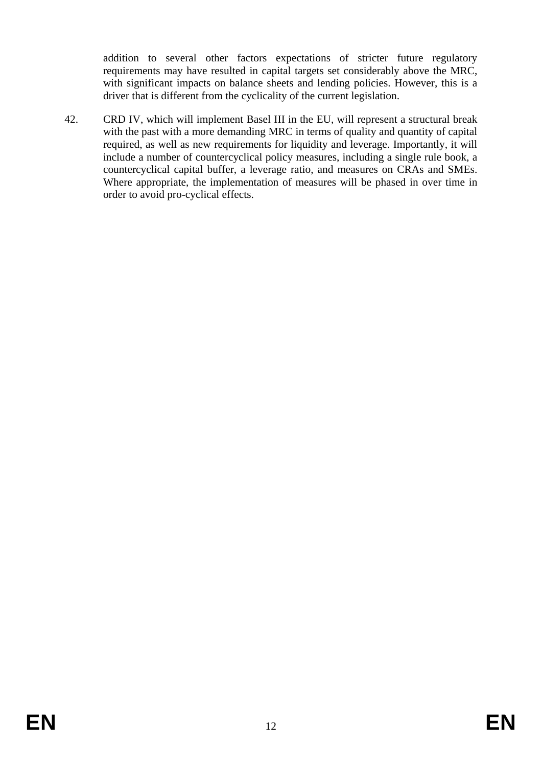addition to several other factors expectations of stricter future regulatory requirements may have resulted in capital targets set considerably above the MRC, with significant impacts on balance sheets and lending policies. However, this is a driver that is different from the cyclicality of the current legislation.

42. CRD IV, which will implement Basel III in the EU, will represent a structural break with the past with a more demanding MRC in terms of quality and quantity of capital required, as well as new requirements for liquidity and leverage. Importantly, it will include a number of countercyclical policy measures, including a single rule book, a countercyclical capital buffer, a leverage ratio, and measures on CRAs and SMEs. Where appropriate, the implementation of measures will be phased in over time in order to avoid pro-cyclical effects.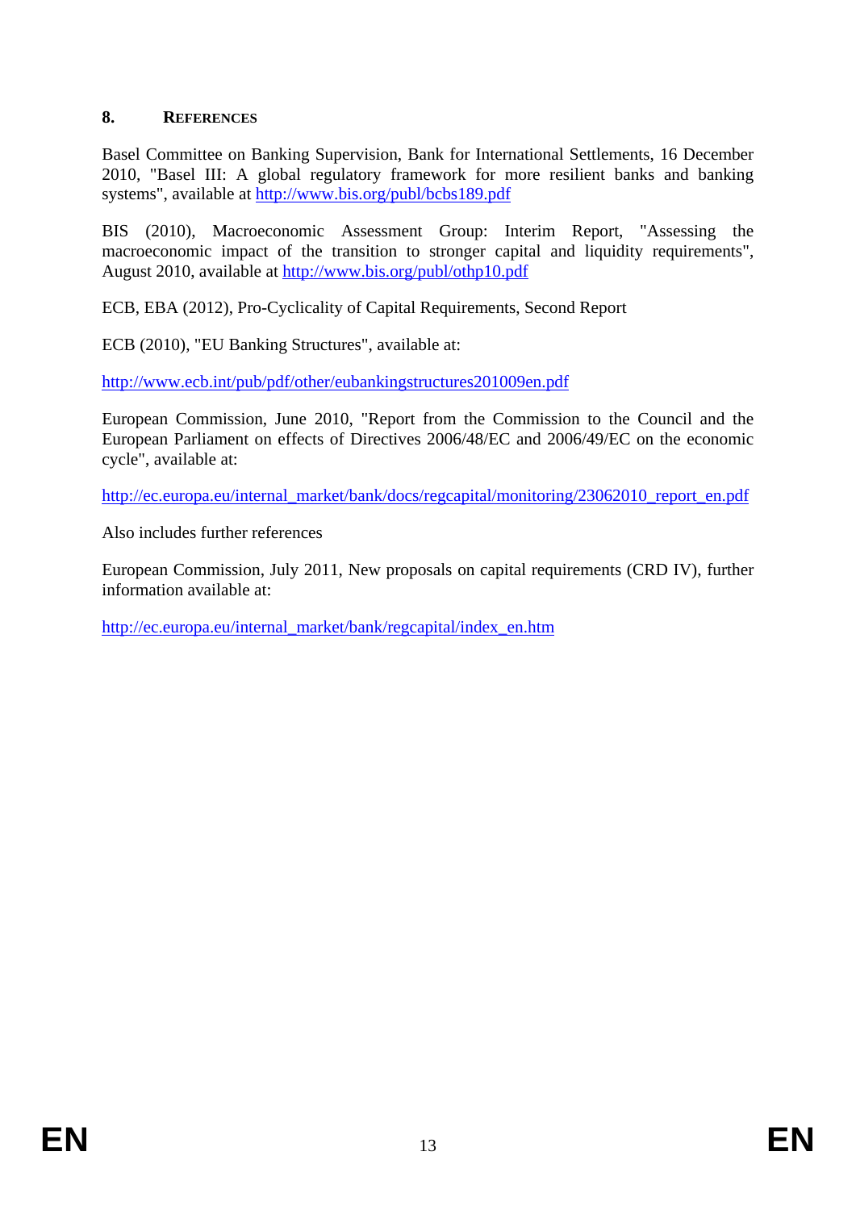## 8. REFERENCES

Basel Committee on Banking Supervision, Bank for International Settlements, 16 December 2010, "Basel III: A global regulatory framework for more resilient banks and banking systems", available at http://www.bis.org/publ/bcbs189.pdf

BIS (2010), Macroeconomic Assessment Group: Interim Report, "Assessing the macroeconomic impact of the transition to stronger capital and liquidity requirements", August 2010, available at http://www.bis.org/publ/othp10.pdf

ECB, EBA (2012), Pro-Cyclicality of Capital Requirements, Second Report

ECB (2010), "EU Banking Structures", available at:

http://www.ecb.int/pub/pdf/other/eubankingstructures201009en.pdf

European Commission, June 2010, "Report from the Commission to the Council and the European Parliament on effects of Directives 2006/48/EC and 2006/49/EC on the economic cycle", available at:

http://ec.europa.eu/internal_market/bank/docs/regcapital/monitoring/23062010_report_en.pdf

Also includes further references

European Commission, July 2011, New proposals on capital requirements (CRD IV), further information available at:

http://ec.europa.eu/internal_market/bank/regcapital/index_en.htm